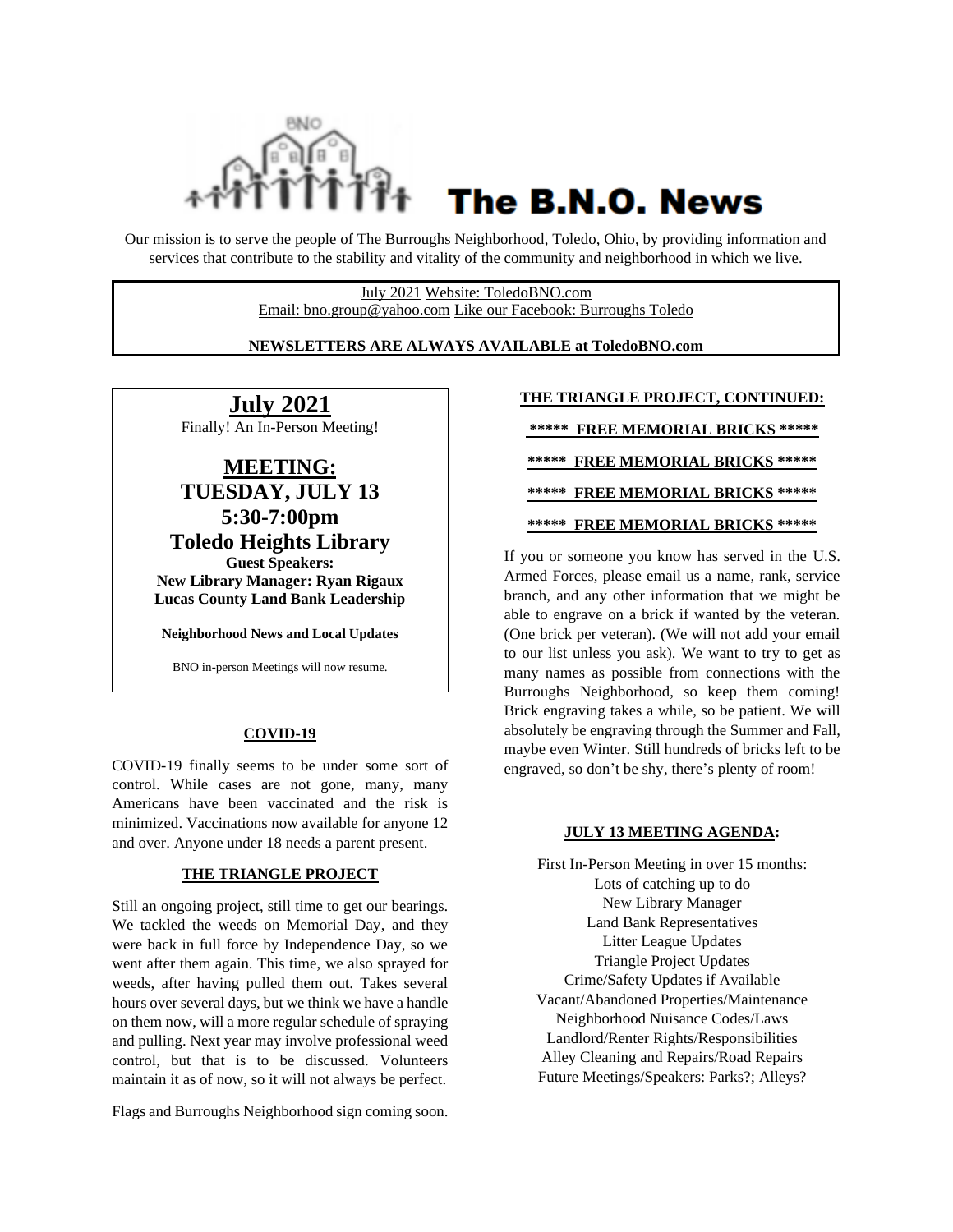# The B.N.O. News

Our mission is to serve the people of The Burroughs Neighborhood, Toledo, Ohio, by providing information and services that contribute to the stability and vitality of the community and neighborhood in which we live.

July 2021 Website: ToledoBNO.com
Email: bno.group@yahoo.com Like our Facebook: Burroughs Toledo

**NEWSLETTERS ARE ALWAYS AVAILABLE at ToledoBNO.com**

## July 2021

Finally! An In-Person Meeting!

## MEETING:
## TUESDAY, JULY 13
## 5:30-7:00pm
## Toledo Heights Library

**Guest Speakers:**
**New Library Manager: Ryan Rigaux**
**Lucas County Land Bank Leadership**

**Neighborhood News and Local Updates**

BNO in-person Meetings will now resume.

### COVID-19

COVID-19 finally seems to be under some sort of control. While cases are not gone, many, many Americans have been vaccinated and the risk is minimized. Vaccinations now available for anyone 12 and over. Anyone under 18 needs a parent present.

### THE TRIANGLE PROJECT

Still an ongoing project, still time to get our bearings. We tackled the weeds on Memorial Day, and they were back in full force by Independence Day, so we went after them again. This time, we also sprayed for weeds, after having pulled them out. Takes several hours over several days, but we think we have a handle on them now, will a more regular schedule of spraying and pulling. Next year may involve professional weed control, but that is to be discussed. Volunteers maintain it as of now, so it will not always be perfect.

Flags and Burroughs Neighborhood sign coming soon.

### THE TRIANGLE PROJECT, CONTINUED:

**\*\*\*\*\* FREE MEMORIAL BRICKS \*\*\*\*\***

**\*\*\*\*\* FREE MEMORIAL BRICKS \*\*\*\*\***

**\*\*\*\*\* FREE MEMORIAL BRICKS \*\*\*\*\***

**\*\*\*\*\* FREE MEMORIAL BRICKS \*\*\*\*\***

If you or someone you know has served in the U.S. Armed Forces, please email us a name, rank, service branch, and any other information that we might be able to engrave on a brick if wanted by the veteran. (One brick per veteran). (We will not add your email to our list unless you ask). We want to try to get as many names as possible from connections with the Burroughs Neighborhood, so keep them coming! Brick engraving takes a while, so be patient. We will absolutely be engraving through the Summer and Fall, maybe even Winter. Still hundreds of bricks left to be engraved, so don't be shy, there's plenty of room!

### JULY 13 MEETING AGENDA:

First In-Person Meeting in over 15 months:
Lots of catching up to do
New Library Manager
Land Bank Representatives
Litter League Updates
Triangle Project Updates
Crime/Safety Updates if Available
Vacant/Abandoned Properties/Maintenance
Neighborhood Nuisance Codes/Laws
Landlord/Renter Rights/Responsibilities
Alley Cleaning and Repairs/Road Repairs
Future Meetings/Speakers: Parks?; Alleys?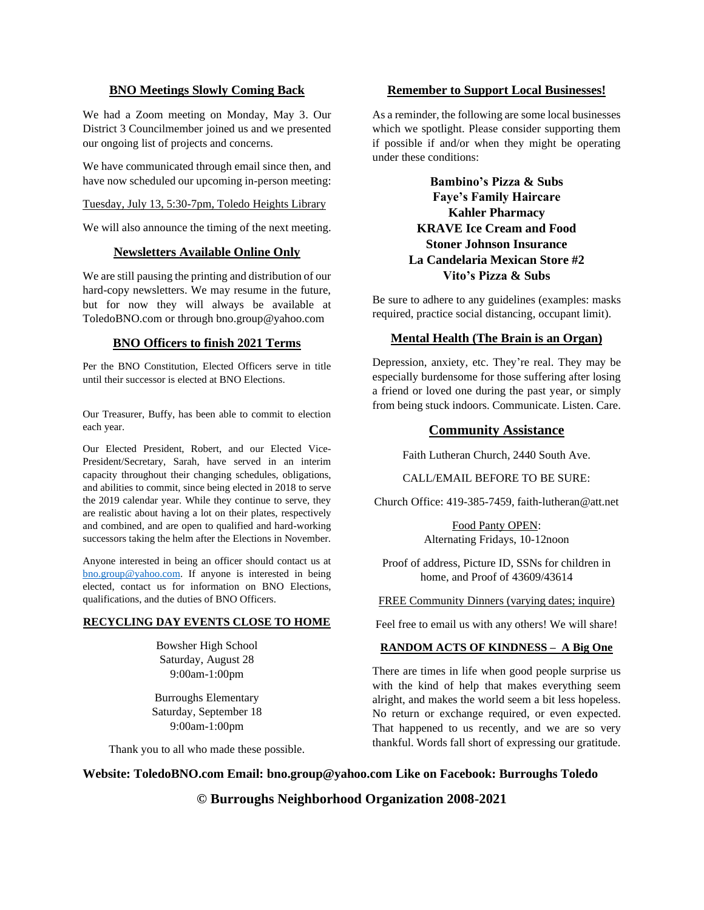## BNO Meetings Slowly Coming Back

We had a Zoom meeting on Monday, May 3. Our District 3 Councilmember joined us and we presented our ongoing list of projects and concerns.

We have communicated through email since then, and have now scheduled our upcoming in-person meeting:

Tuesday, July 13, 5:30-7pm, Toledo Heights Library

We will also announce the timing of the next meeting.

## Newsletters Available Online Only

We are still pausing the printing and distribution of our hard-copy newsletters. We may resume in the future, but for now they will always be available at ToledoBNO.com or through bno.group@yahoo.com

## BNO Officers to finish 2021 Terms

Per the BNO Constitution, Elected Officers serve in title until their successor is elected at BNO Elections.

Our Treasurer, Buffy, has been able to commit to election each year.

Our Elected President, Robert, and our Elected Vice-President/Secretary, Sarah, have served in an interim capacity throughout their changing schedules, obligations, and abilities to commit, since being elected in 2018 to serve the 2019 calendar year. While they continue to serve, they are realistic about having a lot on their plates, respectively and combined, and are open to qualified and hard-working successors taking the helm after the Elections in November.

Anyone interested in being an officer should contact us at bno.group@yahoo.com. If anyone is interested in being elected, contact us for information on BNO Elections, qualifications, and the duties of BNO Officers.

## RECYCLING DAY EVENTS CLOSE TO HOME

Bowsher High School
Saturday, August 28
9:00am-1:00pm

Burroughs Elementary
Saturday, September 18
9:00am-1:00pm

Thank you to all who made these possible.

## Remember to Support Local Businesses!

As a reminder, the following are some local businesses which we spotlight. Please consider supporting them if possible if and/or when they might be operating under these conditions:

**Bambino's Pizza & Subs**
**Faye's Family Haircare**
**Kahler Pharmacy**
**KRAVE Ice Cream and Food**
**Stoner Johnson Insurance**
**La Candelaria Mexican Store #2**
**Vito's Pizza & Subs**

Be sure to adhere to any guidelines (examples: masks required, practice social distancing, occupant limit).

## Mental Health (The Brain is an Organ)

Depression, anxiety, etc. They're real. They may be especially burdensome for those suffering after losing a friend or loved one during the past year, or simply from being stuck indoors. Communicate. Listen. Care.

## Community Assistance

Faith Lutheran Church, 2440 South Ave.

CALL/EMAIL BEFORE TO BE SURE:

Church Office: 419-385-7459, faith-lutheran@att.net

Food Panty OPEN:
Alternating Fridays, 10-12noon

Proof of address, Picture ID, SSNs for children in home, and Proof of 43609/43614

FREE Community Dinners (varying dates; inquire)

Feel free to email us with any others! We will share!

## RANDOM ACTS OF KINDNESS – A Big One

There are times in life when good people surprise us with the kind of help that makes everything seem alright, and makes the world seem a bit less hopeless. No return or exchange required, or even expected. That happened to us recently, and we are so very thankful. Words fall short of expressing our gratitude.

**Website: ToledoBNO.com Email: bno.group@yahoo.com Like on Facebook: Burroughs Toledo**

**© Burroughs Neighborhood Organization 2008-2021**